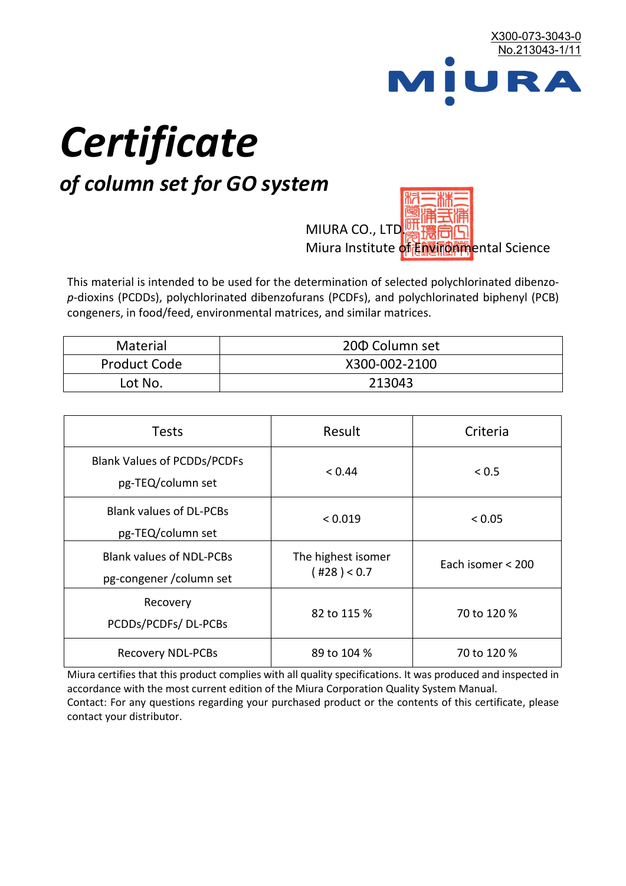X300-073-3043-0
No.213043-1/11

MIURA

# Certificate

## *of column set for GO system*

MIURA CO., LTD.
Miura Institute of Environmental Science

This material is intended to be used for the determination of selected polychlorinated dibenzo-*p*-dioxins (PCDDs), polychlorinated dibenzofurans (PCDFs), and polychlorinated biphenyl (PCB) congeners, in food/feed, environmental matrices, and similar matrices.

| Material | 20Φ Column set |
|---|---|
| Product Code | X300-002-2100 |
| Lot No. | 213043 |

| Tests | Result | Criteria |
|---|---|---|
| Blank Values of PCDDs/PCDFs pg-TEQ/column set | < 0.44 | < 0.5 |
| Blank values of DL-PCBs pg-TEQ/column set | < 0.019 | < 0.05 |
| Blank values of NDL-PCBs pg-congener /column set | The highest isomer ( #28 ) < 0.7 | Each isomer < 200 |
| Recovery PCDDs/PCDFs/ DL-PCBs | 82 to 115 % | 70 to 120 % |
| Recovery NDL-PCBs | 89 to 104 % | 70 to 120 % |

Miura certifies that this product complies with all quality specifications. It was produced and inspected in accordance with the most current edition of the Miura Corporation Quality System Manual.
Contact: For any questions regarding your purchased product or the contents of this certificate, please contact your distributor.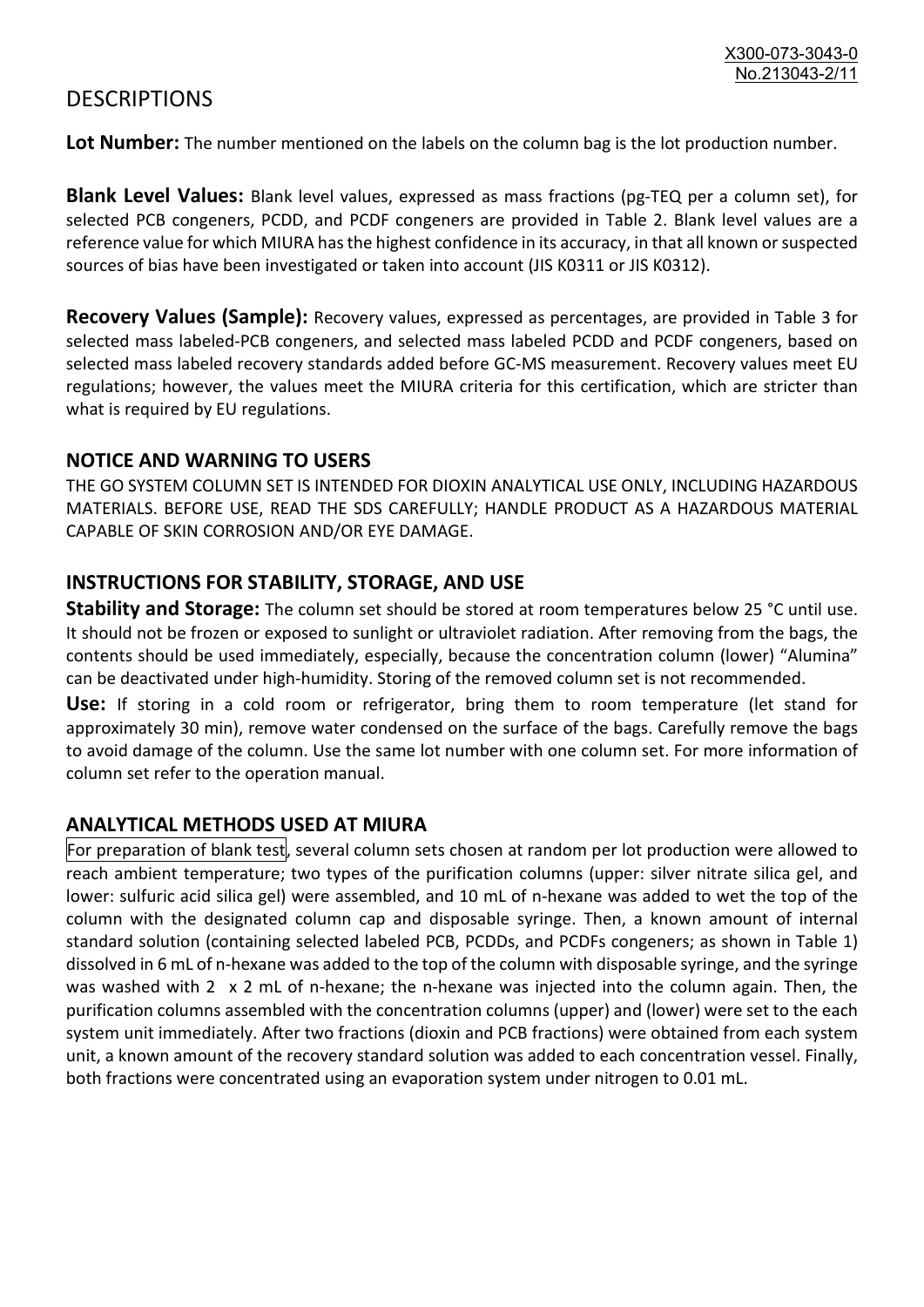# DESCRIPTIONS

**Lot Number:** The number mentioned on the labels on the column bag is the lot production number.

**Blank Level Values:** Blank level values, expressed as mass fractions (pg-TEQ per a column set), for selected PCB congeners, PCDD, and PCDF congeners are provided in Table 2. Blank level values are a reference value for which MIURA has the highest confidence in its accuracy, in that all known or suspected sources of bias have been investigated or taken into account (JIS K0311 or JIS K0312).

**Recovery Values (Sample):** Recovery values, expressed as percentages, are provided in Table 3 for selected mass labeled-PCB congeners, and selected mass labeled PCDD and PCDF congeners, based on selected mass labeled recovery standards added before GC-MS measurement. Recovery values meet EU regulations; however, the values meet the MIURA criteria for this certification, which are stricter than what is required by EU regulations.

## NOTICE AND WARNING TO USERS

THE GO SYSTEM COLUMN SET IS INTENDED FOR DIOXIN ANALYTICAL USE ONLY, INCLUDING HAZARDOUS MATERIALS. BEFORE USE, READ THE SDS CAREFULLY; HANDLE PRODUCT AS A HAZARDOUS MATERIAL CAPABLE OF SKIN CORROSION AND/OR EYE DAMAGE.

## INSTRUCTIONS FOR STABILITY, STORAGE, AND USE

**Stability and Storage:** The column set should be stored at room temperatures below 25 °C until use. It should not be frozen or exposed to sunlight or ultraviolet radiation. After removing from the bags, the contents should be used immediately, especially, because the concentration column (lower) "Alumina" can be deactivated under high-humidity. Storing of the removed column set is not recommended.

**Use:** If storing in a cold room or refrigerator, bring them to room temperature (let stand for approximately 30 min), remove water condensed on the surface of the bags. Carefully remove the bags to avoid damage of the column. Use the same lot number with one column set. For more information of column set refer to the operation manual.

## ANALYTICAL METHODS USED AT MIURA

For preparation of blank test, several column sets chosen at random per lot production were allowed to reach ambient temperature; two types of the purification columns (upper: silver nitrate silica gel, and lower: sulfuric acid silica gel) were assembled, and 10 mL of n-hexane was added to wet the top of the column with the designated column cap and disposable syringe. Then, a known amount of internal standard solution (containing selected labeled PCB, PCDDs, and PCDFs congeners; as shown in Table 1) dissolved in 6 mL of n-hexane was added to the top of the column with disposable syringe, and the syringe was washed with 2 x 2 mL of n-hexane; the n-hexane was injected into the column again. Then, the purification columns assembled with the concentration columns (upper) and (lower) were set to the each system unit immediately. After two fractions (dioxin and PCB fractions) were obtained from each system unit, a known amount of the recovery standard solution was added to each concentration vessel. Finally, both fractions were concentrated using an evaporation system under nitrogen to 0.01 mL.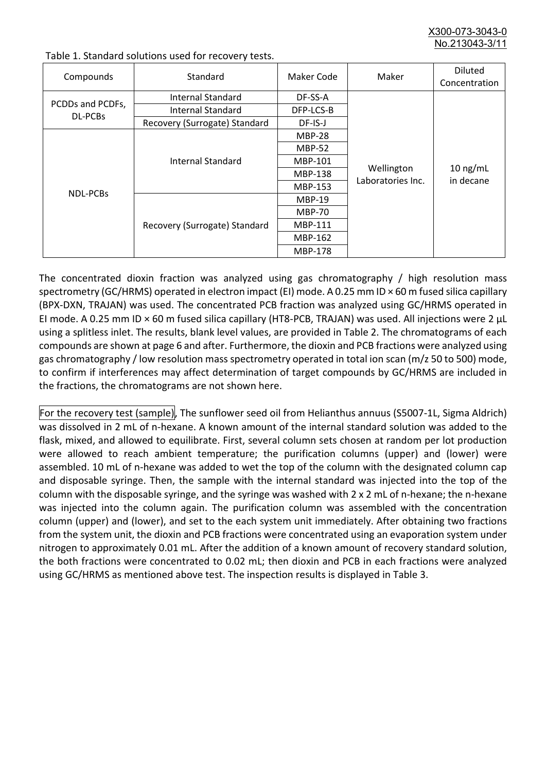Table 1. Standard solutions used for recovery tests.

| Compounds | Standard | Maker Code | Maker | Diluted Concentration |
|---|---|---|---|---|
| PCDDs and PCDFs, DL-PCBs | Internal Standard | DF-SS-A | Wellington Laboratories Inc. | 10 ng/mL in decane |
| | Internal Standard | DFP-LCS-B | | |
| | Recovery (Surrogate) Standard | DF-IS-J | | |
| NDL-PCBs | Internal Standard | MBP-28 | | |
| | | MBP-52 | | |
| | | MBP-101 | | |
| | | MBP-138 | | |
| | | MBP-153 | | |
| | Recovery (Surrogate) Standard | MBP-19 | | |
| | | MBP-70 | | |
| | | MBP-111 | | |
| | | MBP-162 | | |
| | | MBP-178 | | |

The concentrated dioxin fraction was analyzed using gas chromatography / high resolution mass spectrometry (GC/HRMS) operated in electron impact (EI) mode. A 0.25 mm ID × 60 m fused silica capillary (BPX-DXN, TRAJAN) was used. The concentrated PCB fraction was analyzed using GC/HRMS operated in EI mode. A 0.25 mm ID × 60 m fused silica capillary (HT8-PCB, TRAJAN) was used. All injections were 2 µL using a splitless inlet. The results, blank level values, are provided in Table 2. The chromatograms of each compounds are shown at page 6 and after. Furthermore, the dioxin and PCB fractions were analyzed using gas chromatography / low resolution mass spectrometry operated in total ion scan (m/z 50 to 500) mode, to confirm if interferences may affect determination of target compounds by GC/HRMS are included in the fractions, the chromatograms are not shown here.

For the recovery test (sample), The sunflower seed oil from Helianthus annuus (S5007-1L, Sigma Aldrich) was dissolved in 2 mL of n-hexane. A known amount of the internal standard solution was added to the flask, mixed, and allowed to equilibrate. First, several column sets chosen at random per lot production were allowed to reach ambient temperature; the purification columns (upper) and (lower) were assembled. 10 mL of n-hexane was added to wet the top of the column with the designated column cap and disposable syringe. Then, the sample with the internal standard was injected into the top of the column with the disposable syringe, and the syringe was washed with 2 x 2 mL of n-hexane; the n-hexane was injected into the column again. The purification column was assembled with the concentration column (upper) and (lower), and set to the each system unit immediately. After obtaining two fractions from the system unit, the dioxin and PCB fractions were concentrated using an evaporation system under nitrogen to approximately 0.01 mL. After the addition of a known amount of recovery standard solution, the both fractions were concentrated to 0.02 mL; then dioxin and PCB in each fractions were analyzed using GC/HRMS as mentioned above test. The inspection results is displayed in Table 3.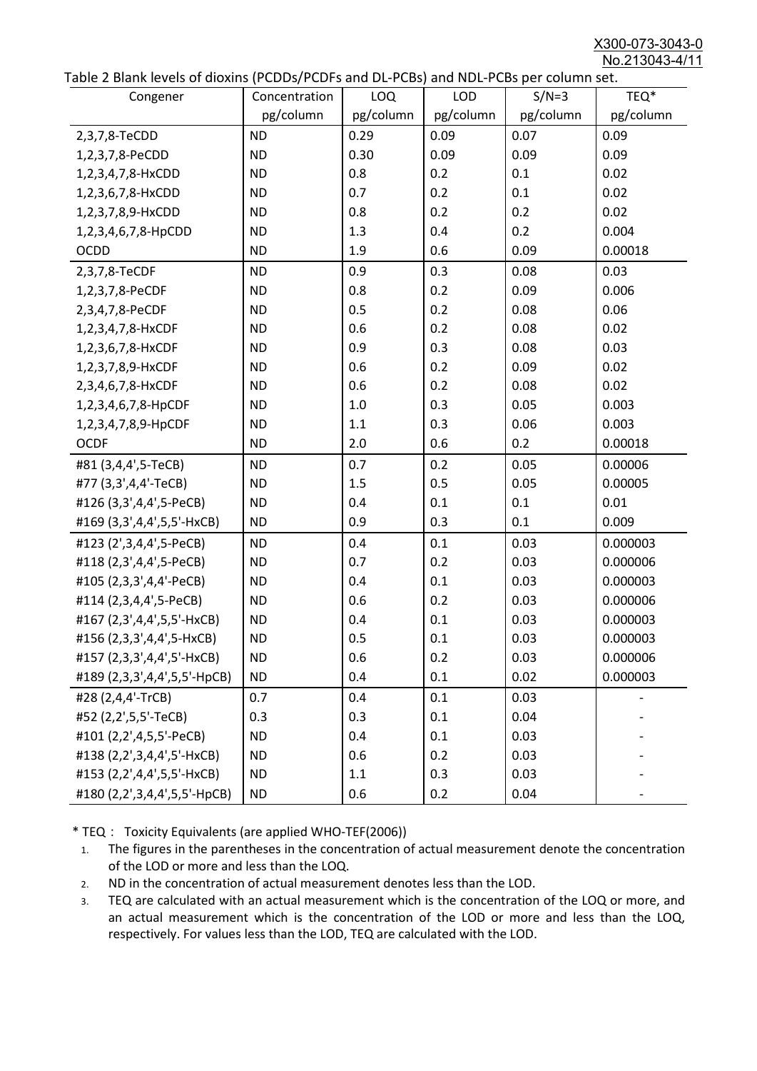Table 2 Blank levels of dioxins (PCDDs/PCDFs and DL-PCBs) and NDL-PCBs per column set.

| Congener | Concentration pg/column | LOQ pg/column | LOD pg/column | S/N=3 pg/column | TEQ* pg/column |
|---|---|---|---|---|---|
| 2,3,7,8-TeCDD | ND | 0.29 | 0.09 | 0.07 | 0.09 |
| 1,2,3,7,8-PeCDD | ND | 0.30 | 0.09 | 0.09 | 0.09 |
| 1,2,3,4,7,8-HxCDD | ND | 0.8 | 0.2 | 0.1 | 0.02 |
| 1,2,3,6,7,8-HxCDD | ND | 0.7 | 0.2 | 0.1 | 0.02 |
| 1,2,3,7,8,9-HxCDD | ND | 0.8 | 0.2 | 0.2 | 0.02 |
| 1,2,3,4,6,7,8-HpCDD | ND | 1.3 | 0.4 | 0.2 | 0.004 |
| OCDD | ND | 1.9 | 0.6 | 0.09 | 0.00018 |
| 2,3,7,8-TeCDF | ND | 0.9 | 0.3 | 0.08 | 0.03 |
| 1,2,3,7,8-PeCDF | ND | 0.8 | 0.2 | 0.09 | 0.006 |
| 2,3,4,7,8-PeCDF | ND | 0.5 | 0.2 | 0.08 | 0.06 |
| 1,2,3,4,7,8-HxCDF | ND | 0.6 | 0.2 | 0.08 | 0.02 |
| 1,2,3,6,7,8-HxCDF | ND | 0.9 | 0.3 | 0.08 | 0.03 |
| 1,2,3,7,8,9-HxCDF | ND | 0.6 | 0.2 | 0.09 | 0.02 |
| 2,3,4,6,7,8-HxCDF | ND | 0.6 | 0.2 | 0.08 | 0.02 |
| 1,2,3,4,6,7,8-HpCDF | ND | 1.0 | 0.3 | 0.05 | 0.003 |
| 1,2,3,4,7,8,9-HpCDF | ND | 1.1 | 0.3 | 0.06 | 0.003 |
| OCDF | ND | 2.0 | 0.6 | 0.2 | 0.00018 |
| #81 (3,4,4',5-TeCB) | ND | 0.7 | 0.2 | 0.05 | 0.00006 |
| #77 (3,3',4,4'-TeCB) | ND | 1.5 | 0.5 | 0.05 | 0.00005 |
| #126 (3,3',4,4',5-PeCB) | ND | 0.4 | 0.1 | 0.1 | 0.01 |
| #169 (3,3',4,4',5,5'-HxCB) | ND | 0.9 | 0.3 | 0.1 | 0.009 |
| #123 (2',3,4,4',5-PeCB) | ND | 0.4 | 0.1 | 0.03 | 0.000003 |
| #118 (2,3',4,4',5-PeCB) | ND | 0.7 | 0.2 | 0.03 | 0.000006 |
| #105 (2,3,3',4,4'-PeCB) | ND | 0.4 | 0.1 | 0.03 | 0.000003 |
| #114 (2,3,4,4',5-PeCB) | ND | 0.6 | 0.2 | 0.03 | 0.000006 |
| #167 (2,3',4,4',5,5'-HxCB) | ND | 0.4 | 0.1 | 0.03 | 0.000003 |
| #156 (2,3,3',4,4',5-HxCB) | ND | 0.5 | 0.1 | 0.03 | 0.000003 |
| #157 (2,3,3',4,4',5'-HxCB) | ND | 0.6 | 0.2 | 0.03 | 0.000006 |
| #189 (2,3,3',4,4',5,5'-HpCB) | ND | 0.4 | 0.1 | 0.02 | 0.000003 |
| #28 (2,4,4'-TrCB) | 0.7 | 0.4 | 0.1 | 0.03 | - |
| #52 (2,2',5,5'-TeCB) | 0.3 | 0.3 | 0.1 | 0.04 | - |
| #101 (2,2',4,5,5'-PeCB) | ND | 0.4 | 0.1 | 0.03 | - |
| #138 (2,2',3,4,4',5'-HxCB) | ND | 0.6 | 0.2 | 0.03 | - |
| #153 (2,2',4,4',5,5'-HxCB) | ND | 1.1 | 0.3 | 0.03 | - |
| #180 (2,2',3,4,4',5,5'-HpCB) | ND | 0.6 | 0.2 | 0.04 | - |

\* TEQ： Toxicity Equivalents (are applied WHO-TEF(2006))

1. The figures in the parentheses in the concentration of actual measurement denote the concentration of the LOD or more and less than the LOQ.
2. ND in the concentration of actual measurement denotes less than the LOD.
3. TEQ are calculated with an actual measurement which is the concentration of the LOQ or more, and an actual measurement which is the concentration of the LOD or more and less than the LOQ, respectively. For values less than the LOD, TEQ are calculated with the LOD.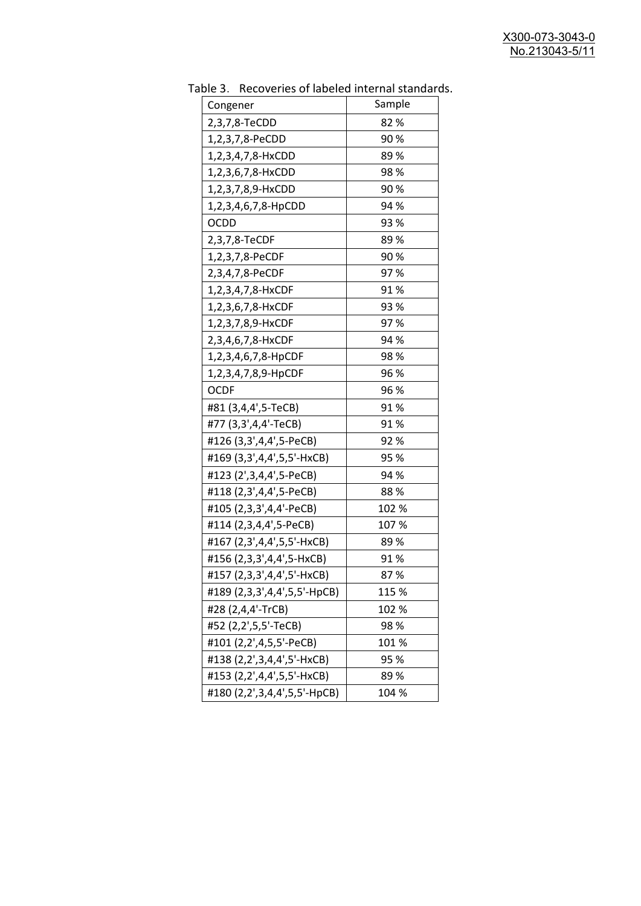Table 3.　Recoveries of labeled internal standards.

| Congener | Sample |
|---|---|
| 2,3,7,8-TeCDD | 82 % |
| 1,2,3,7,8-PeCDD | 90 % |
| 1,2,3,4,7,8-HxCDD | 89 % |
| 1,2,3,6,7,8-HxCDD | 98 % |
| 1,2,3,7,8,9-HxCDD | 90 % |
| 1,2,3,4,6,7,8-HpCDD | 94 % |
| OCDD | 93 % |
| 2,3,7,8-TeCDF | 89 % |
| 1,2,3,7,8-PeCDF | 90 % |
| 2,3,4,7,8-PeCDF | 97 % |
| 1,2,3,4,7,8-HxCDF | 91 % |
| 1,2,3,6,7,8-HxCDF | 93 % |
| 1,2,3,7,8,9-HxCDF | 97 % |
| 2,3,4,6,7,8-HxCDF | 94 % |
| 1,2,3,4,6,7,8-HpCDF | 98 % |
| 1,2,3,4,7,8,9-HpCDF | 96 % |
| OCDF | 96 % |
| #81 (3,4,4',5-TeCB) | 91 % |
| #77 (3,3',4,4'-TeCB) | 91 % |
| #126 (3,3',4,4',5-PeCB) | 92 % |
| #169 (3,3',4,4',5,5'-HxCB) | 95 % |
| #123 (2',3,4,4',5-PeCB) | 94 % |
| #118 (2,3',4,4',5-PeCB) | 88 % |
| #105 (2,3,3',4,4'-PeCB) | 102 % |
| #114 (2,3,4,4',5-PeCB) | 107 % |
| #167 (2,3',4,4',5,5'-HxCB) | 89 % |
| #156 (2,3,3',4,4',5-HxCB) | 91 % |
| #157 (2,3,3',4,4',5'-HxCB) | 87 % |
| #189 (2,3,3',4,4',5,5'-HpCB) | 115 % |
| #28 (2,4,4'-TrCB) | 102 % |
| #52 (2,2',5,5'-TeCB) | 98 % |
| #101 (2,2',4,5,5'-PeCB) | 101 % |
| #138 (2,2',3,4,4',5'-HxCB) | 95 % |
| #153 (2,2',4,4',5,5'-HxCB) | 89 % |
| #180 (2,2',3,4,4',5,5'-HpCB) | 104 % |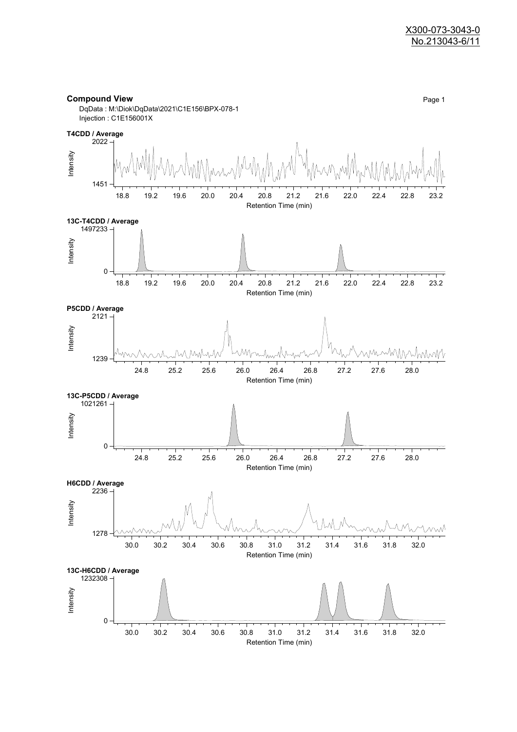X300-073-3043-0
No.213043-6/11

**Compound View**

DqData : M:\Diok\DqData\2021\C1E156\BPX-078-1
Injection : C1E156001X

**T4CDD / Average**

Intensity: 1451 – 2022
Retention Time (min): 18.8, 19.2, 19.6, 20.0, 20.4, 20.8, 21.2, 21.6, 22.0, 22.4, 22.8, 23.2

**13C-T4CDD / Average**

Intensity: 0 – 1497233
Retention Time (min): 18.8, 19.2, 19.6, 20.0, 20.4, 20.8, 21.2, 21.6, 22.0, 22.4, 22.8, 23.2

**P5CDD / Average**

Intensity: 1239 – 2121
Retention Time (min): 24.8, 25.2, 25.6, 26.0, 26.4, 26.8, 27.2, 27.6, 28.0

**13C-P5CDD / Average**

Intensity: 0 – 1021261
Retention Time (min): 24.8, 25.2, 25.6, 26.0, 26.4, 26.8, 27.2, 27.6, 28.0

**H6CDD / Average**

Intensity: 1278 – 2236
Retention Time (min): 30.0, 30.2, 30.4, 30.6, 30.8, 31.0, 31.2, 31.4, 31.6, 31.8, 32.0

**13C-H6CDD / Average**

Intensity: 0 – 1232308
Retention Time (min): 30.0, 30.2, 30.4, 30.6, 30.8, 31.0, 31.2, 31.4, 31.6, 31.8, 32.0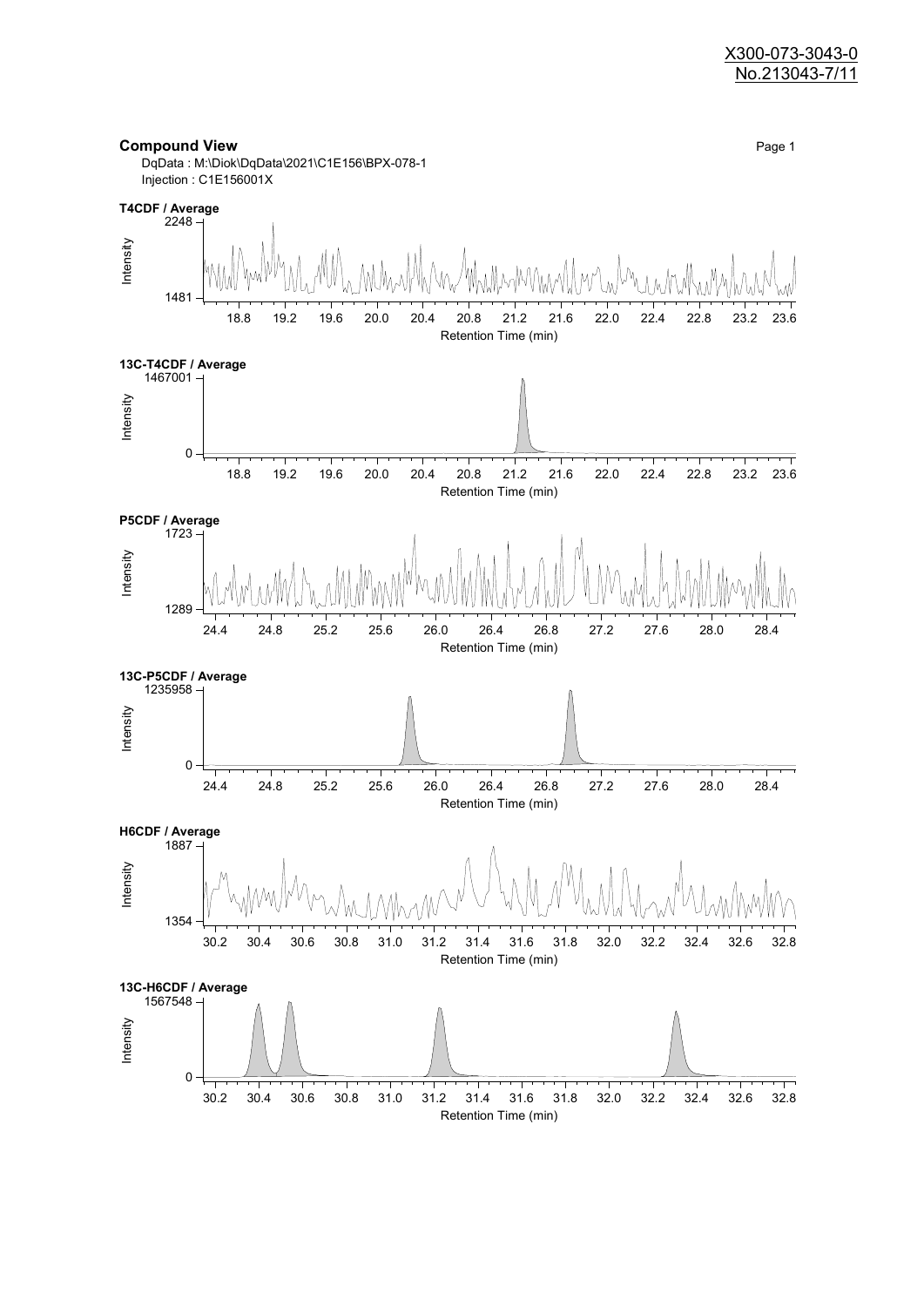X300-073-3043-0
No.213043-7/11

## Compound View

DqData : M:\Diok\DqData\2021\C1E156\BPX-078-1
Injection : C1E156001X

**T4CDF / Average**

Intensity: 1481 – 2248
Retention Time (min): 18.8, 19.2, 19.6, 20.0, 20.4, 20.8, 21.2, 21.6, 22.0, 22.4, 22.8, 23.2, 23.6

**13C-T4CDF / Average**

Intensity: 0 – 1467001
Retention Time (min): 18.8, 19.2, 19.6, 20.0, 20.4, 20.8, 21.2, 21.6, 22.0, 22.4, 22.8, 23.2, 23.6

**P5CDF / Average**

Intensity: 1289 – 1723
Retention Time (min): 24.4, 24.8, 25.2, 25.6, 26.0, 26.4, 26.8, 27.2, 27.6, 28.0, 28.4

**13C-P5CDF / Average**

Intensity: 0 – 1235958
Retention Time (min): 24.4, 24.8, 25.2, 25.6, 26.0, 26.4, 26.8, 27.2, 27.6, 28.0, 28.4

**H6CDF / Average**

Intensity: 1354 – 1887
Retention Time (min): 30.2, 30.4, 30.6, 30.8, 31.0, 31.2, 31.4, 31.6, 31.8, 32.0, 32.2, 32.4, 32.6, 32.8

**13C-H6CDF / Average**

Intensity: 0 – 1567548
Retention Time (min): 30.2, 30.4, 30.6, 30.8, 31.0, 31.2, 31.4, 31.6, 31.8, 32.0, 32.2, 32.4, 32.6, 32.8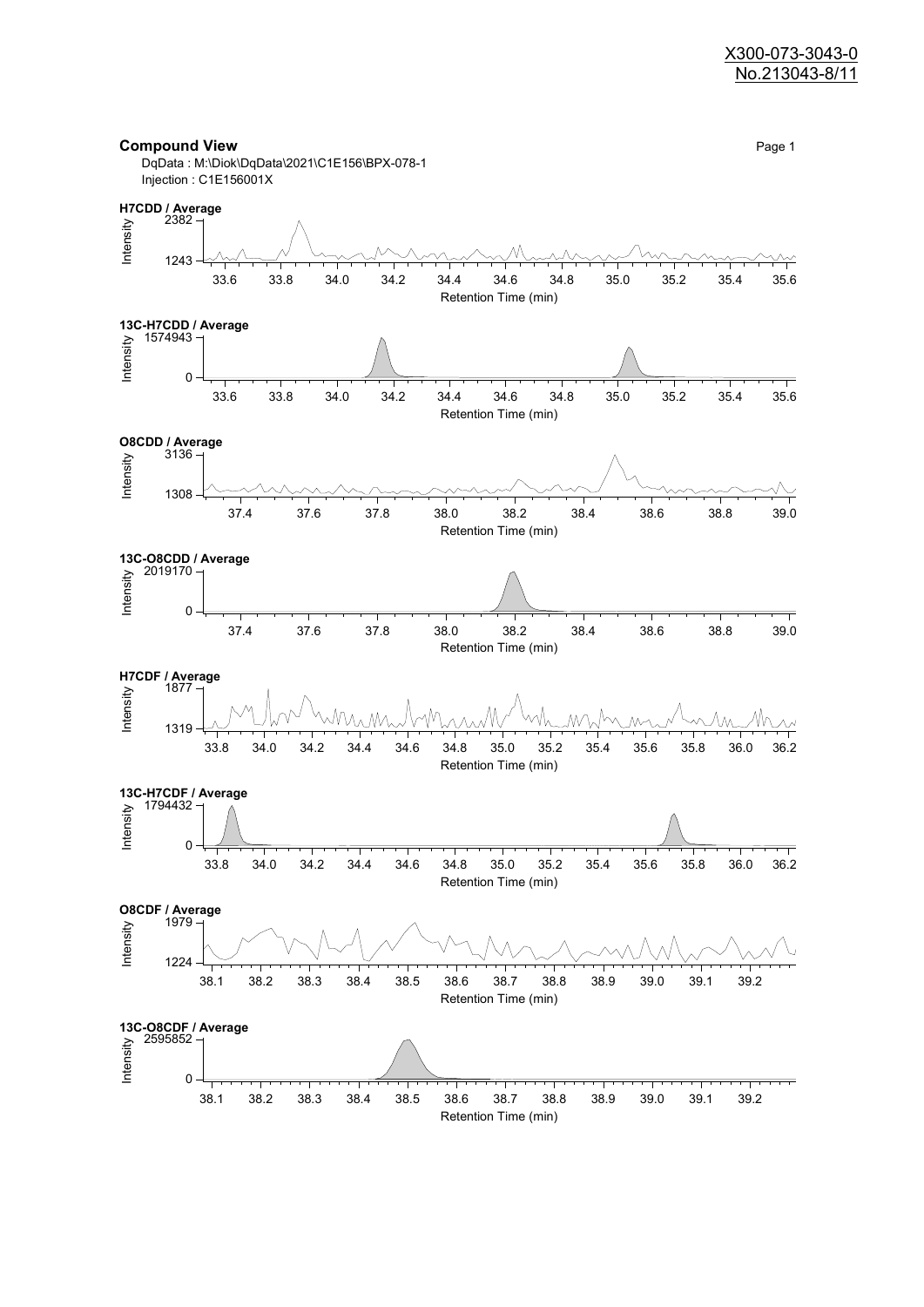## Compound View

DqData : M:\Diok\DqData\2021\C1E156\BPX-078-1
Injection : C1E156001X

**H7CDD / Average**

Intensity: 2382 – 1243

Retention Time (min): 33.6, 33.8, 34.0, 34.2, 34.4, 34.6, 34.8, 35.0, 35.2, 35.4, 35.6

**13C-H7CDD / Average**

Intensity: 1574943 – 0

Retention Time (min): 33.6, 33.8, 34.0, 34.2, 34.4, 34.6, 34.8, 35.0, 35.2, 35.4, 35.6

**O8CDD / Average**

Intensity: 3136 – 1308

Retention Time (min): 37.4, 37.6, 37.8, 38.0, 38.2, 38.4, 38.6, 38.8, 39.0

**13C-O8CDD / Average**

Intensity: 2019170 – 0

Retention Time (min): 37.4, 37.6, 37.8, 38.0, 38.2, 38.4, 38.6, 38.8, 39.0

**H7CDF / Average**

Intensity: 1877 – 1319

Retention Time (min): 33.8, 34.0, 34.2, 34.4, 34.6, 34.8, 35.0, 35.2, 35.4, 35.6, 35.8, 36.0, 36.2

**13C-H7CDF / Average**

Intensity: 1794432 – 0

Retention Time (min): 33.8, 34.0, 34.2, 34.4, 34.6, 34.8, 35.0, 35.2, 35.4, 35.6, 35.8, 36.0, 36.2

**O8CDF / Average**

Intensity: 1979 – 1224

Retention Time (min): 38.1, 38.2, 38.3, 38.4, 38.5, 38.6, 38.7, 38.8, 38.9, 39.0, 39.1, 39.2

**13C-O8CDF / Average**

Intensity: 2595852 – 0

Retention Time (min): 38.1, 38.2, 38.3, 38.4, 38.5, 38.6, 38.7, 38.8, 38.9, 39.0, 39.1, 39.2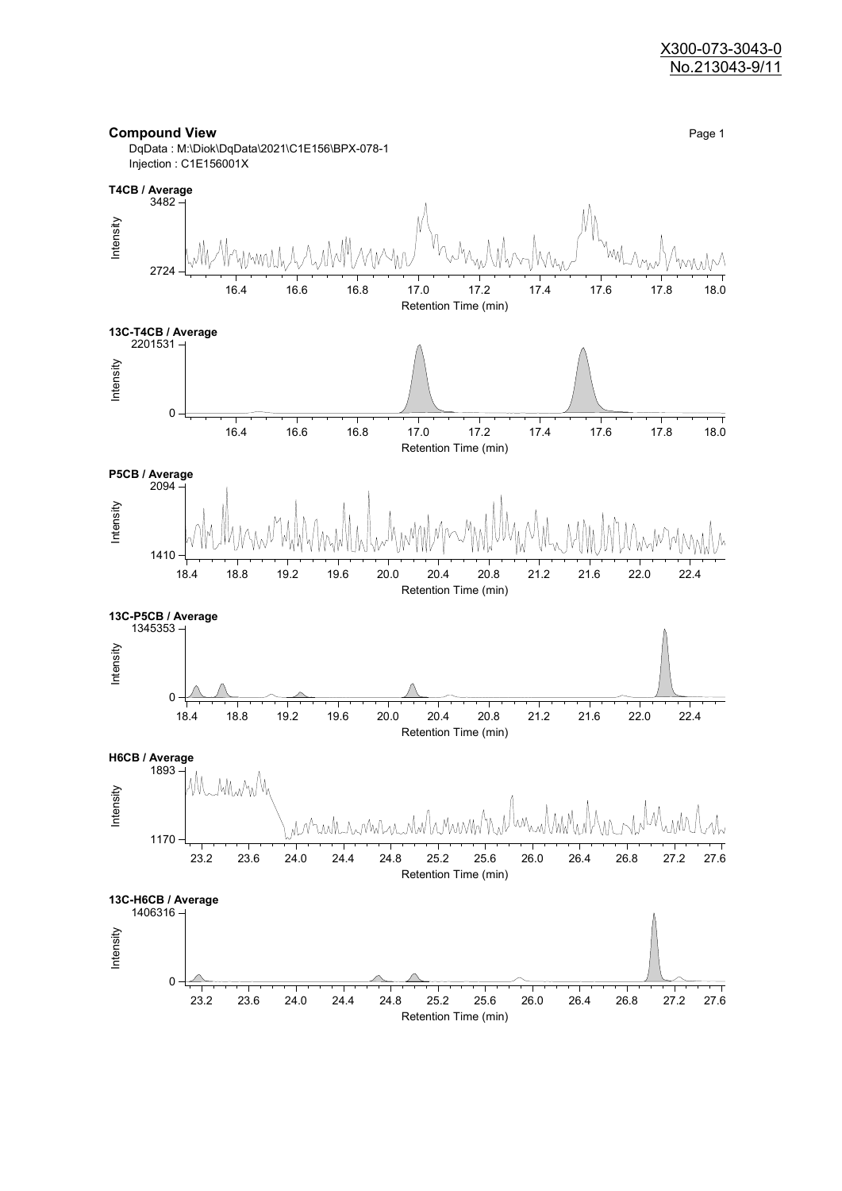X300-073-3043-0
No.213043-9/11

## Compound View

DqData : M:\Diok\DqData\2021\C1E156\BPX-078-1
Injection : C1E156001X

**T4CB / Average**

Intensity: 2724 – 3482
Retention Time (min): 16.4, 16.6, 16.8, 17.0, 17.2, 17.4, 17.6, 17.8, 18.0

**13C-T4CB / Average**

Intensity: 0 – 2201531
Retention Time (min): 16.4, 16.6, 16.8, 17.0, 17.2, 17.4, 17.6, 17.8, 18.0

**P5CB / Average**

Intensity: 1410 – 2094
Retention Time (min): 18.4, 18.8, 19.2, 19.6, 20.0, 20.4, 20.8, 21.2, 21.6, 22.0, 22.4

**13C-P5CB / Average**

Intensity: 0 – 1345353
Retention Time (min): 18.4, 18.8, 19.2, 19.6, 20.0, 20.4, 20.8, 21.2, 21.6, 22.0, 22.4

**H6CB / Average**

Intensity: 1170 – 1893
Retention Time (min): 23.2, 23.6, 24.0, 24.4, 24.8, 25.2, 25.6, 26.0, 26.4, 26.8, 27.2, 27.6

**13C-H6CB / Average**

Intensity: 0 – 1406316
Retention Time (min): 23.2, 23.6, 24.0, 24.4, 24.8, 25.2, 25.6, 26.0, 26.4, 26.8, 27.2, 27.6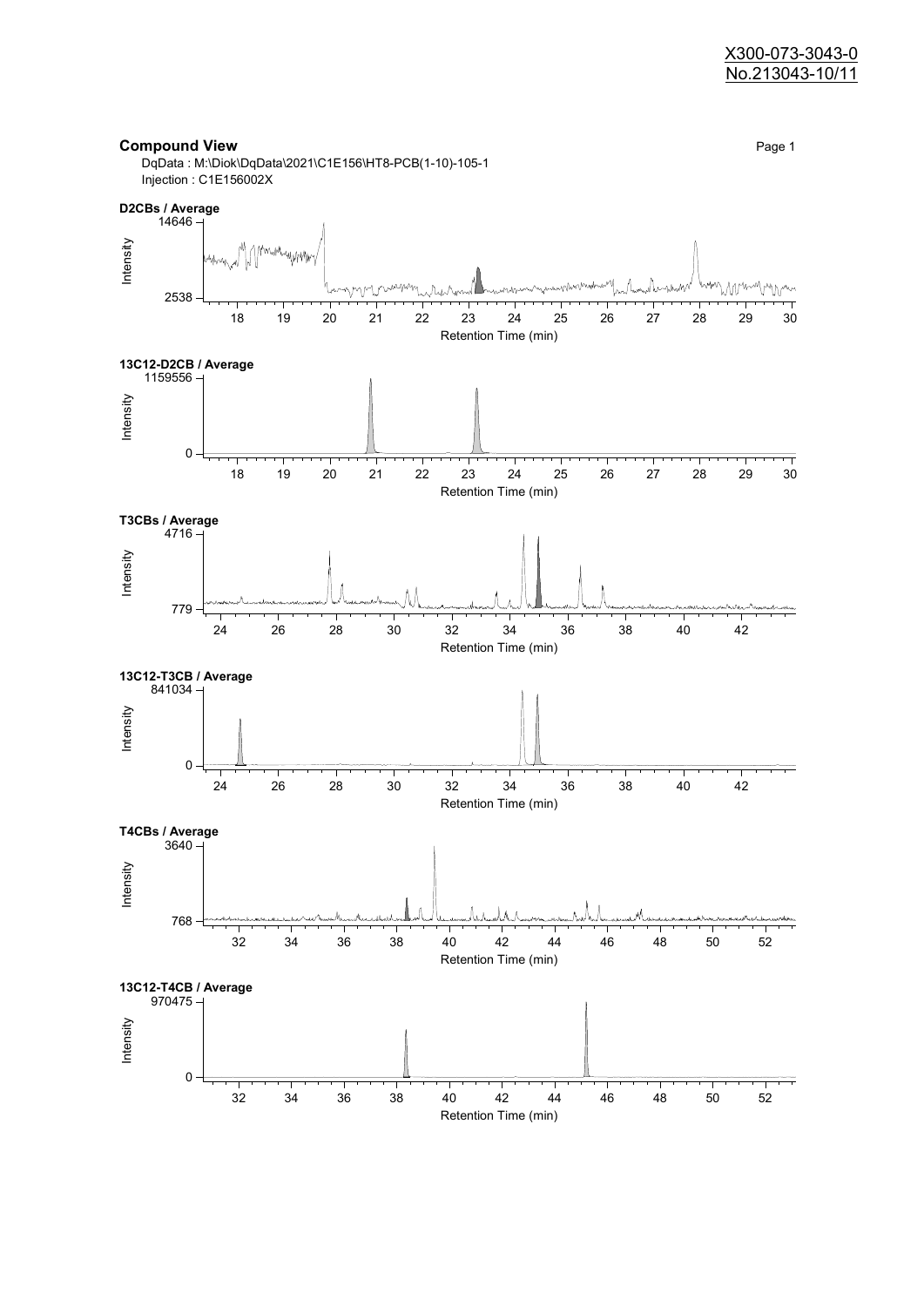X300-073-3043-0
No.213043-10/11

**Compound View**

DqData : M:\Diok\DqData\2021\C1E156\HT8-PCB(1-10)-105-1
Injection : C1E156002X

**D2CBs / Average**

14646

Intensity

2538

18 19 20 21 22 23 24 25 26 27 28 29 30

Retention Time (min)

**13C12-D2CB / Average**

1159556

Intensity

0

18 19 20 21 22 23 24 25 26 27 28 29 30

Retention Time (min)

**T3CBs / Average**

4716

Intensity

779

24 26 28 30 32 34 36 38 40 42

Retention Time (min)

**13C12-T3CB / Average**

841034

Intensity

0

24 26 28 30 32 34 36 38 40 42

Retention Time (min)

**T4CBs / Average**

3640

Intensity

768

32 34 36 38 40 42 44 46 48 50 52

Retention Time (min)

**13C12-T4CB / Average**

970475

Intensity

0

32 34 36 38 40 42 44 46 48 50 52

Retention Time (min)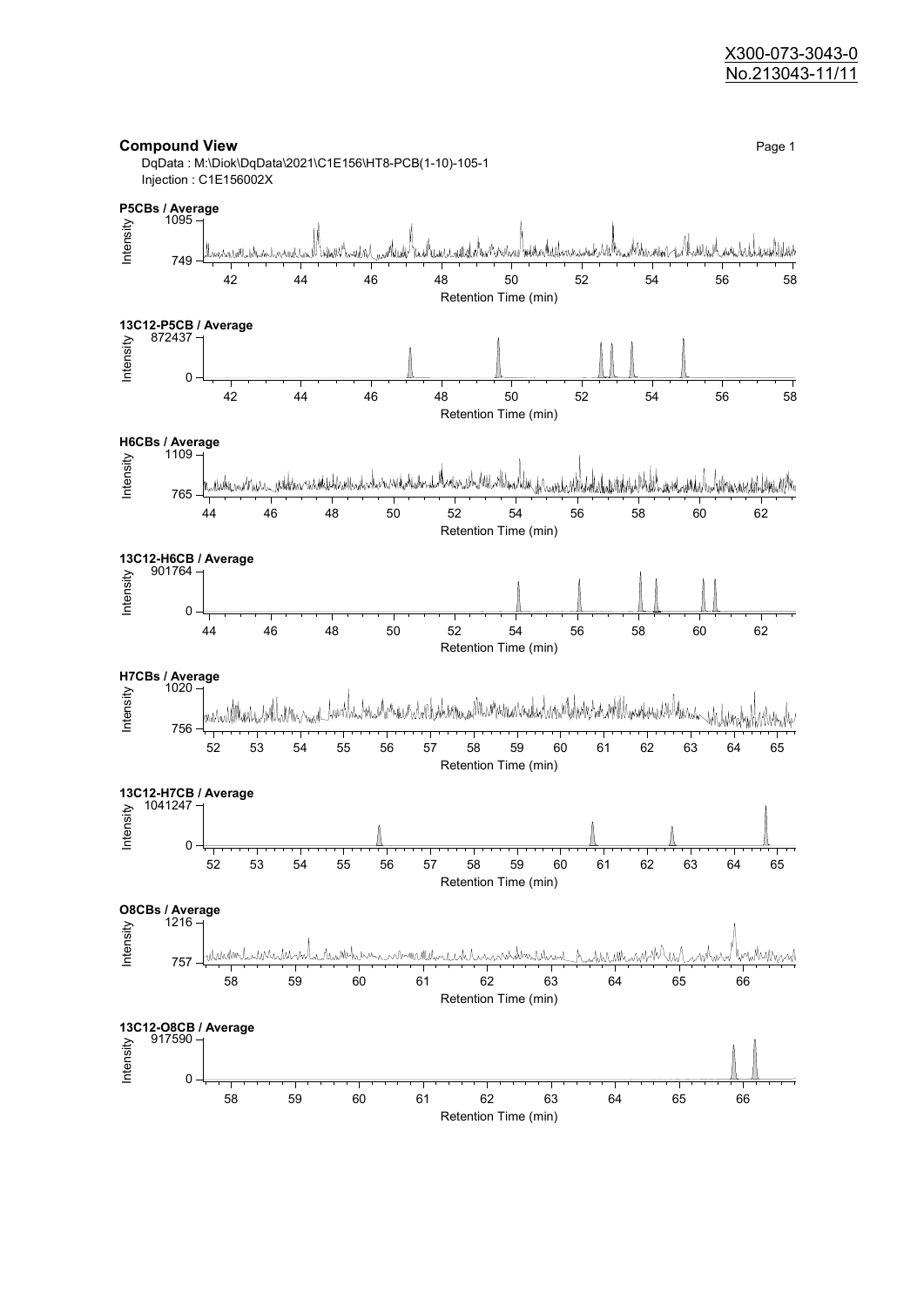X300-073-3043-0
No.213043-11/11

**Compound View**

Page 1

DqData : M:\Diok\DqData\2021\C1E156\HT8-PCB(1-10)-105-1
Injection : C1E156002X

**P5CBs / Average**

Intensity
1095
749
42 44 46 48 50 52 54 56 58
Retention Time (min)

**13C12-P5CB / Average**

Intensity
872437
0
42 44 46 48 50 52 54 56 58
Retention Time (min)

**H6CBs / Average**

Intensity
1109
765
44 46 48 50 52 54 56 58 60 62
Retention Time (min)

**13C12-H6CB / Average**

Intensity
901764
0
44 46 48 50 52 54 56 58 60 62
Retention Time (min)

**H7CBs / Average**

Intensity
1020
756
52 53 54 55 56 57 58 59 60 61 62 63 64 65
Retention Time (min)

**13C12-H7CB / Average**

Intensity
1041247
0
52 53 54 55 56 57 58 59 60 61 62 63 64 65
Retention Time (min)

**O8CBs / Average**

Intensity
1216
757
58 59 60 61 62 63 64 65 66
Retention Time (min)

**13C12-O8CB / Average**

Intensity
917590
0
58 59 60 61 62 63 64 65 66
Retention Time (min)